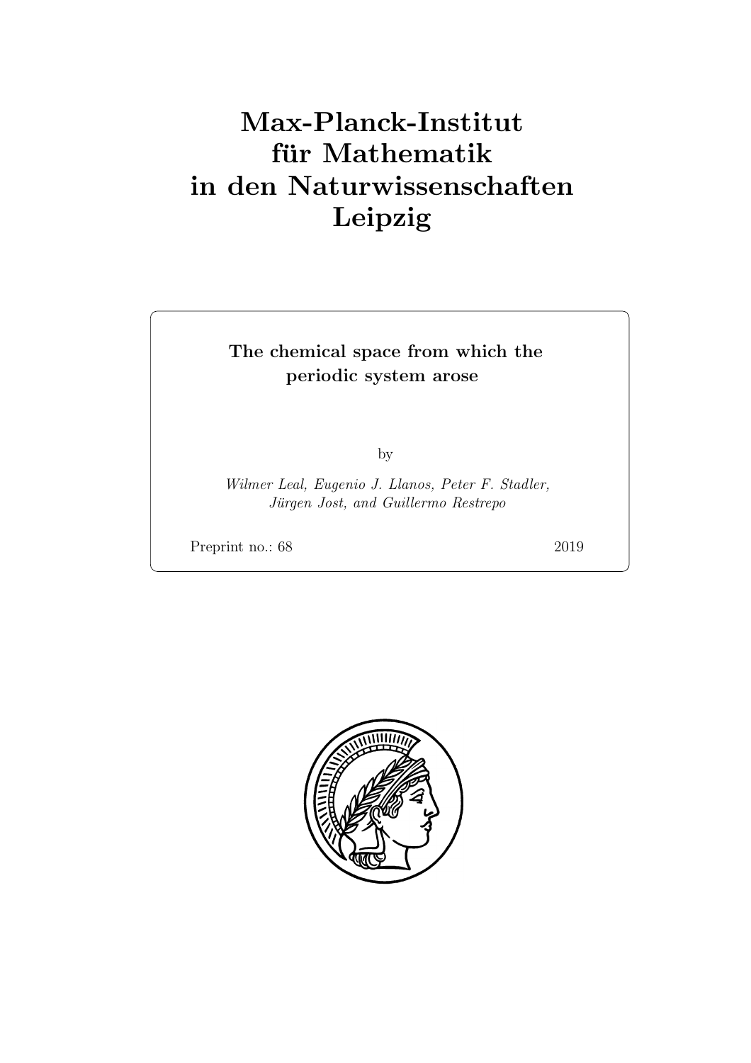# Max-Planck-Institut für Mathematik in den Naturwissenschaften Leipzig

**The chemical space from which the periodic system arose**

by

*Wilmer Leal, Eugenio J. Llanos, Peter F. Stadler, Jürgen Jost, and Guillermo Restrepo*

Preprint no.: 68 2019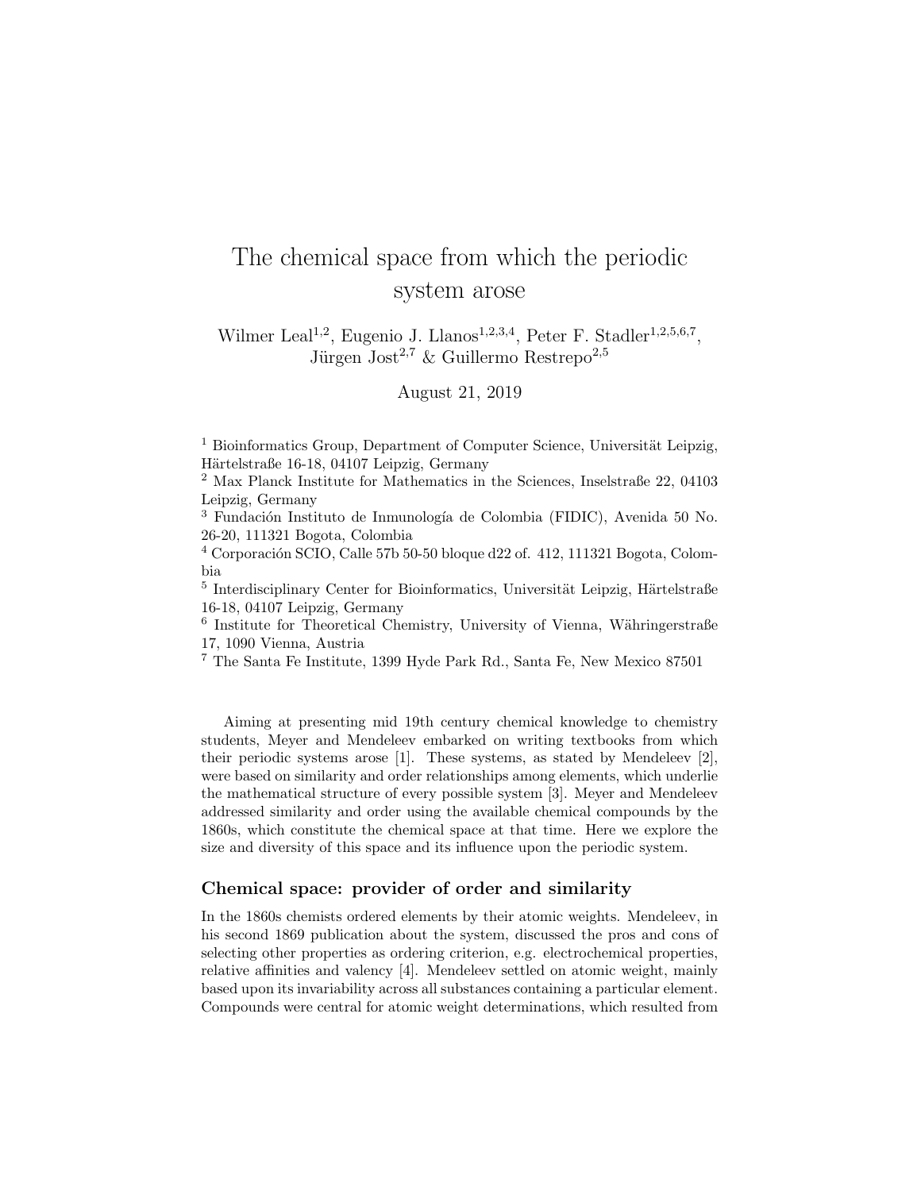# The chemical space from which the periodic system arose

Wilmer Leal[1,2], Eugenio J. Llanos[1,2,3,4], Peter F. Stadler[1,2,5,6,7], Jürgen Jost[2,7] & Guillermo Restrepo[2,5]

August 21, 2019

[1] Bioinformatics Group, Department of Computer Science, Universität Leipzig, Härtelstraße 16-18, 04107 Leipzig, Germany
[2] Max Planck Institute for Mathematics in the Sciences, Inselstraße 22, 04103 Leipzig, Germany
[3] Fundación Instituto de Inmunología de Colombia (FIDIC), Avenida 50 No. 26-20, 111321 Bogota, Colombia
[4] Corporación SCIO, Calle 57b 50-50 bloque d22 of. 412, 111321 Bogota, Colombia
[5] Interdisciplinary Center for Bioinformatics, Universität Leipzig, Härtelstraße 16-18, 04107 Leipzig, Germany
[6] Institute for Theoretical Chemistry, University of Vienna, Währingerstraße 17, 1090 Vienna, Austria
[7] The Santa Fe Institute, 1399 Hyde Park Rd., Santa Fe, New Mexico 87501

Aiming at presenting mid 19th century chemical knowledge to chemistry students, Meyer and Mendeleev embarked on writing textbooks from which their periodic systems arose [1]. These systems, as stated by Mendeleev [2], were based on similarity and order relationships among elements, which underlie the mathematical structure of every possible system [3]. Meyer and Mendeleev addressed similarity and order using the available chemical compounds by the 1860s, which constitute the chemical space at that time. Here we explore the size and diversity of this space and its influence upon the periodic system.

### Chemical space: provider of order and similarity

In the 1860s chemists ordered elements by their atomic weights. Mendeleev, in his second 1869 publication about the system, discussed the pros and cons of selecting other properties as ordering criterion, e.g. electrochemical properties, relative affinities and valency [4]. Mendeleev settled on atomic weight, mainly based upon its invariability across all substances containing a particular element. Compounds were central for atomic weight determinations, which resulted from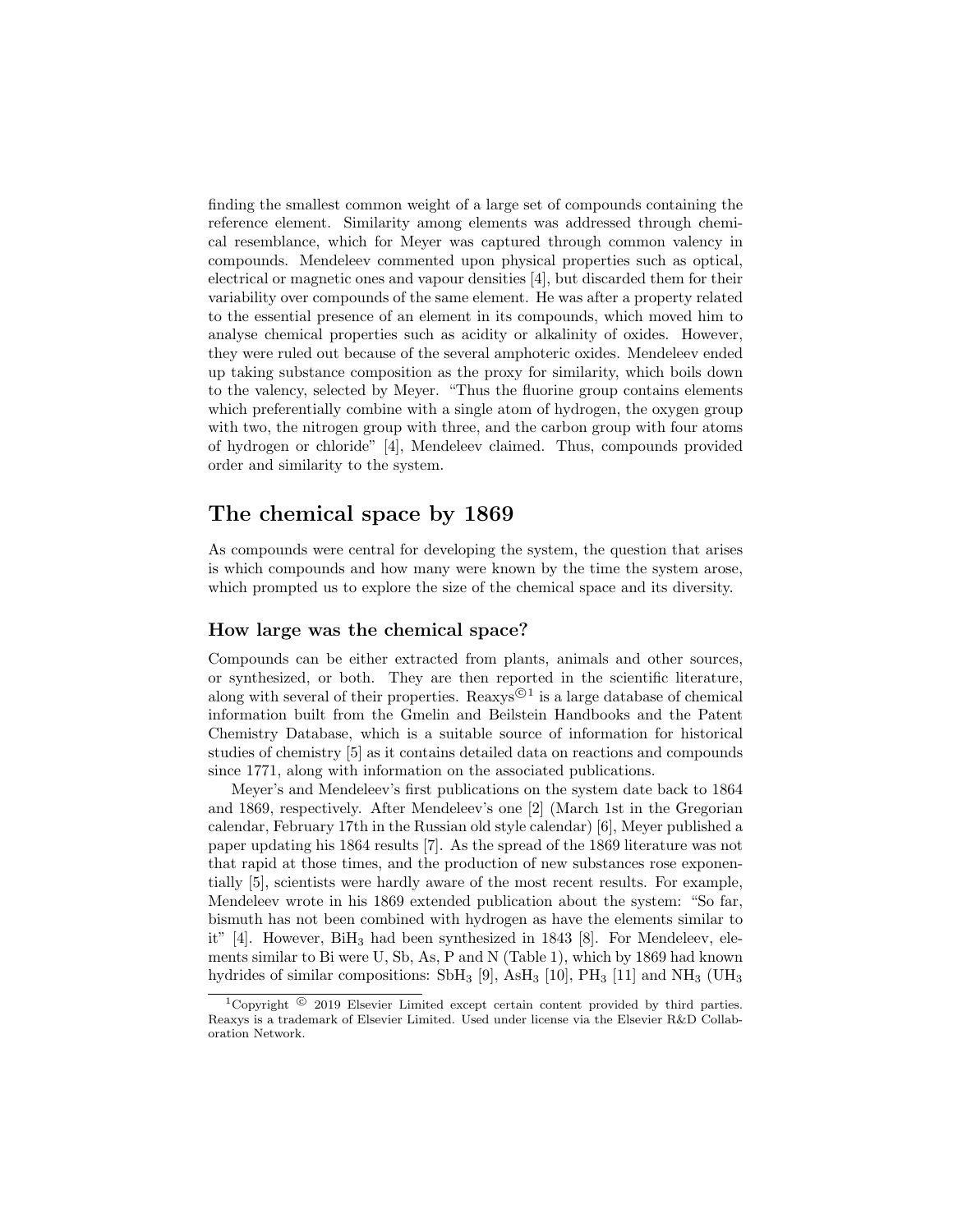finding the smallest common weight of a large set of compounds containing the reference element. Similarity among elements was addressed through chemical resemblance, which for Meyer was captured through common valency in compounds. Mendeleev commented upon physical properties such as optical, electrical or magnetic ones and vapour densities [4], but discarded them for their variability over compounds of the same element. He was after a property related to the essential presence of an element in its compounds, which moved him to analyse chemical properties such as acidity or alkalinity of oxides. However, they were ruled out because of the several amphoteric oxides. Mendeleev ended up taking substance composition as the proxy for similarity, which boils down to the valency, selected by Meyer. "Thus the fluorine group contains elements which preferentially combine with a single atom of hydrogen, the oxygen group with two, the nitrogen group with three, and the carbon group with four atoms of hydrogen or chloride" [4], Mendeleev claimed. Thus, compounds provided order and similarity to the system.

## The chemical space by 1869

As compounds were central for developing the system, the question that arises is which compounds and how many were known by the time the system arose, which prompted us to explore the size of the chemical space and its diversity.

### How large was the chemical space?

Compounds can be either extracted from plants, animals and other sources, or synthesized, or both. They are then reported in the scientific literature, along with several of their properties. Reaxys©[1] is a large database of chemical information built from the Gmelin and Beilstein Handbooks and the Patent Chemistry Database, which is a suitable source of information for historical studies of chemistry [5] as it contains detailed data on reactions and compounds since 1771, along with information on the associated publications.

Meyer's and Mendeleev's first publications on the system date back to 1864 and 1869, respectively. After Mendeleev's one [2] (March 1st in the Gregorian calendar, February 17th in the Russian old style calendar) [6], Meyer published a paper updating his 1864 results [7]. As the spread of the 1869 literature was not that rapid at those times, and the production of new substances rose exponentially [5], scientists were hardly aware of the most recent results. For example, Mendeleev wrote in his 1869 extended publication about the system: "So far, bismuth has not been combined with hydrogen as have the elements similar to it" [4]. However, $BiH_3$ had been synthesized in 1843 [8]. For Mendeleev, elements similar to Bi were U, Sb, As, P and N (Table 1), which by 1869 had known hydrides of similar compositions: $SbH_3$ [9], $AsH_3$ [10], $PH_3$ [11] and $NH_3$ ($UH_3$

[1] Copyright © 2019 Elsevier Limited except certain content provided by third parties. Reaxys is a trademark of Elsevier Limited. Used under license via the Elsevier R&D Collaboration Network.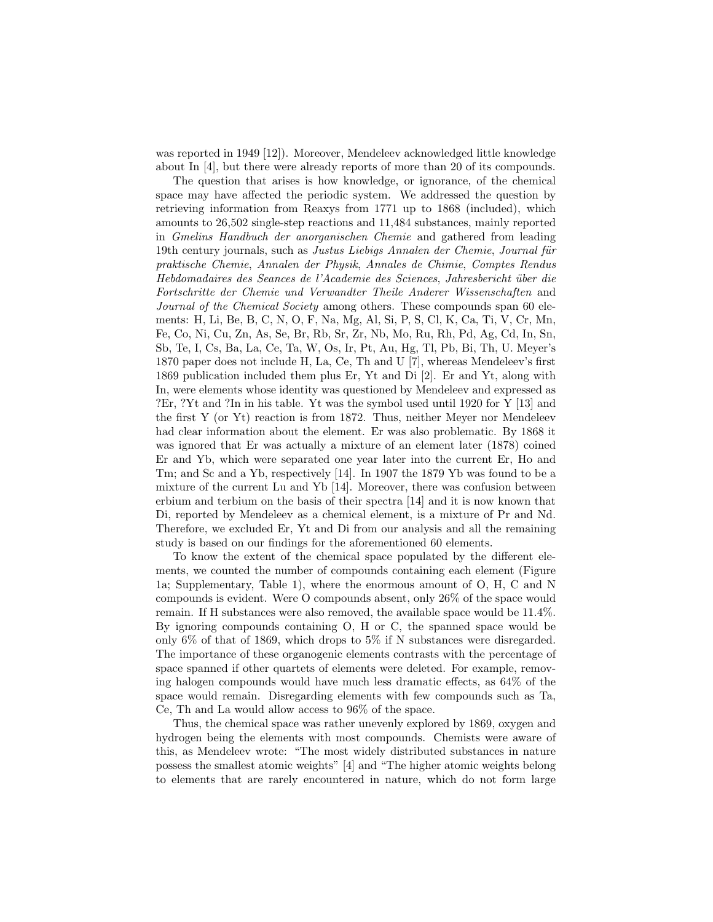was reported in 1949 [12]). Moreover, Mendeleev acknowledged little knowledge about In [4], but there were already reports of more than 20 of its compounds.

The question that arises is how knowledge, or ignorance, of the chemical space may have affected the periodic system. We addressed the question by retrieving information from Reaxys from 1771 up to 1868 (included), which amounts to 26,502 single-step reactions and 11,484 substances, mainly reported in *Gmelins Handbuch der anorganischen Chemie* and gathered from leading 19th century journals, such as *Justus Liebigs Annalen der Chemie*, *Journal für praktische Chemie*, *Annalen der Physik*, *Annales de Chimie*, *Comptes Rendus Hebdomadaires des Seances de l'Academie des Sciences*, *Jahresbericht über die Fortschritte der Chemie und Verwandter Theile Anderer Wissenschaften* and *Journal of the Chemical Society* among others. These compounds span 60 elements: H, Li, Be, B, C, N, O, F, Na, Mg, Al, Si, P, S, Cl, K, Ca, Ti, V, Cr, Mn, Fe, Co, Ni, Cu, Zn, As, Se, Br, Rb, Sr, Zr, Nb, Mo, Ru, Rh, Pd, Ag, Cd, In, Sn, Sb, Te, I, Cs, Ba, La, Ce, Ta, W, Os, Ir, Pt, Au, Hg, Tl, Pb, Bi, Th, U. Meyer's 1870 paper does not include H, La, Ce, Th and U [7], whereas Mendeleev's first 1869 publication included them plus Er, Yt and Di [2]. Er and Yt, along with In, were elements whose identity was questioned by Mendeleev and expressed as ?Er, ?Yt and ?In in his table. Yt was the symbol used until 1920 for Y [13] and the first Y (or Yt) reaction is from 1872. Thus, neither Meyer nor Mendeleev had clear information about the element. Er was also problematic. By 1868 it was ignored that Er was actually a mixture of an element later (1878) coined Er and Yb, which were separated one year later into the current Er, Ho and Tm; and Sc and a Yb, respectively [14]. In 1907 the 1879 Yb was found to be a mixture of the current Lu and Yb [14]. Moreover, there was confusion between erbium and terbium on the basis of their spectra [14] and it is now known that Di, reported by Mendeleev as a chemical element, is a mixture of Pr and Nd. Therefore, we excluded Er, Yt and Di from our analysis and all the remaining study is based on our findings for the aforementioned 60 elements.

To know the extent of the chemical space populated by the different elements, we counted the number of compounds containing each element (Figure 1a; Supplementary, Table 1), where the enormous amount of O, H, C and N compounds is evident. Were O compounds absent, only 26% of the space would remain. If H substances were also removed, the available space would be 11.4%. By ignoring compounds containing O, H or C, the spanned space would be only 6% of that of 1869, which drops to 5% if N substances were disregarded. The importance of these organogenic elements contrasts with the percentage of space spanned if other quartets of elements were deleted. For example, removing halogen compounds would have much less dramatic effects, as 64% of the space would remain. Disregarding elements with few compounds such as Ta, Ce, Th and La would allow access to 96% of the space.

Thus, the chemical space was rather unevenly explored by 1869, oxygen and hydrogen being the elements with most compounds. Chemists were aware of this, as Mendeleev wrote: "The most widely distributed substances in nature possess the smallest atomic weights" [4] and "The higher atomic weights belong to elements that are rarely encountered in nature, which do not form large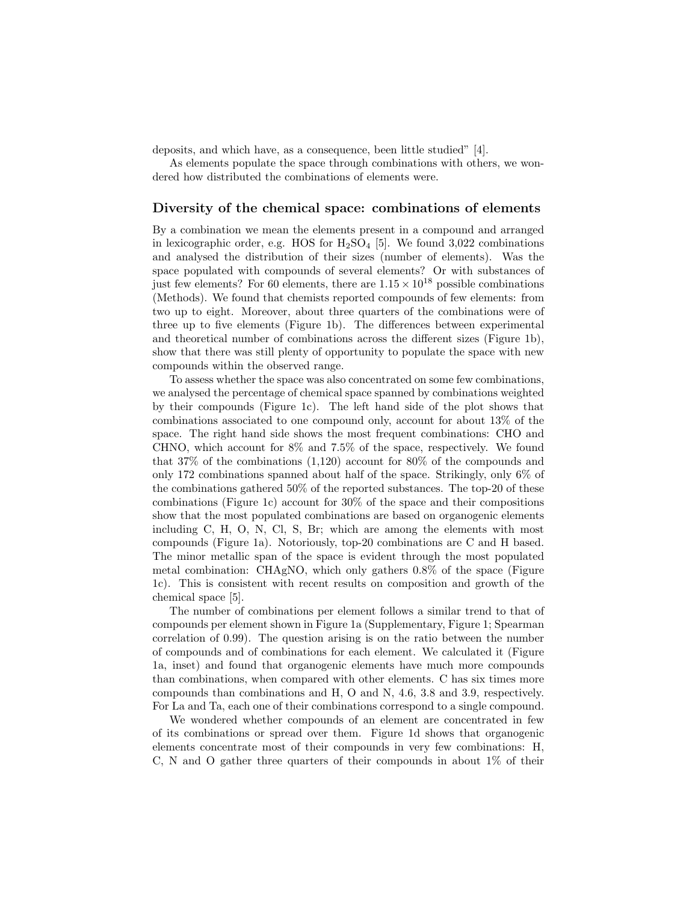deposits, and which have, as a consequence, been little studied" [4].

As elements populate the space through combinations with others, we wondered how distributed the combinations of elements were.

## Diversity of the chemical space: combinations of elements

By a combination we mean the elements present in a compound and arranged in lexicographic order, e.g. HOS for $H_2SO_4$ [5]. We found 3,022 combinations and analysed the distribution of their sizes (number of elements). Was the space populated with compounds of several elements? Or with substances of just few elements? For 60 elements, there are $1.15 \times 10^{18}$ possible combinations (Methods). We found that chemists reported compounds of few elements: from two up to eight. Moreover, about three quarters of the combinations were of three up to five elements (Figure 1b). The differences between experimental and theoretical number of combinations across the different sizes (Figure 1b), show that there was still plenty of opportunity to populate the space with new compounds within the observed range.

To assess whether the space was also concentrated on some few combinations, we analysed the percentage of chemical space spanned by combinations weighted by their compounds (Figure 1c). The left hand side of the plot shows that combinations associated to one compound only, account for about 13% of the space. The right hand side shows the most frequent combinations: CHO and CHNO, which account for 8% and 7.5% of the space, respectively. We found that 37% of the combinations (1,120) account for 80% of the compounds and only 172 combinations spanned about half of the space. Strikingly, only 6% of the combinations gathered 50% of the reported substances. The top-20 of these combinations (Figure 1c) account for 30% of the space and their compositions show that the most populated combinations are based on organogenic elements including C, H, O, N, Cl, S, Br; which are among the elements with most compounds (Figure 1a). Notoriously, top-20 combinations are C and H based. The minor metallic span of the space is evident through the most populated metal combination: CHAgNO, which only gathers 0.8% of the space (Figure 1c). This is consistent with recent results on composition and growth of the chemical space [5].

The number of combinations per element follows a similar trend to that of compounds per element shown in Figure 1a (Supplementary, Figure 1; Spearman correlation of 0.99). The question arising is on the ratio between the number of compounds and of combinations for each element. We calculated it (Figure 1a, inset) and found that organogenic elements have much more compounds than combinations, when compared with other elements. C has six times more compounds than combinations and H, O and N, 4.6, 3.8 and 3.9, respectively. For La and Ta, each one of their combinations correspond to a single compound.

We wondered whether compounds of an element are concentrated in few of its combinations or spread over them. Figure 1d shows that organogenic elements concentrate most of their compounds in very few combinations: H, C, N and O gather three quarters of their compounds in about 1% of their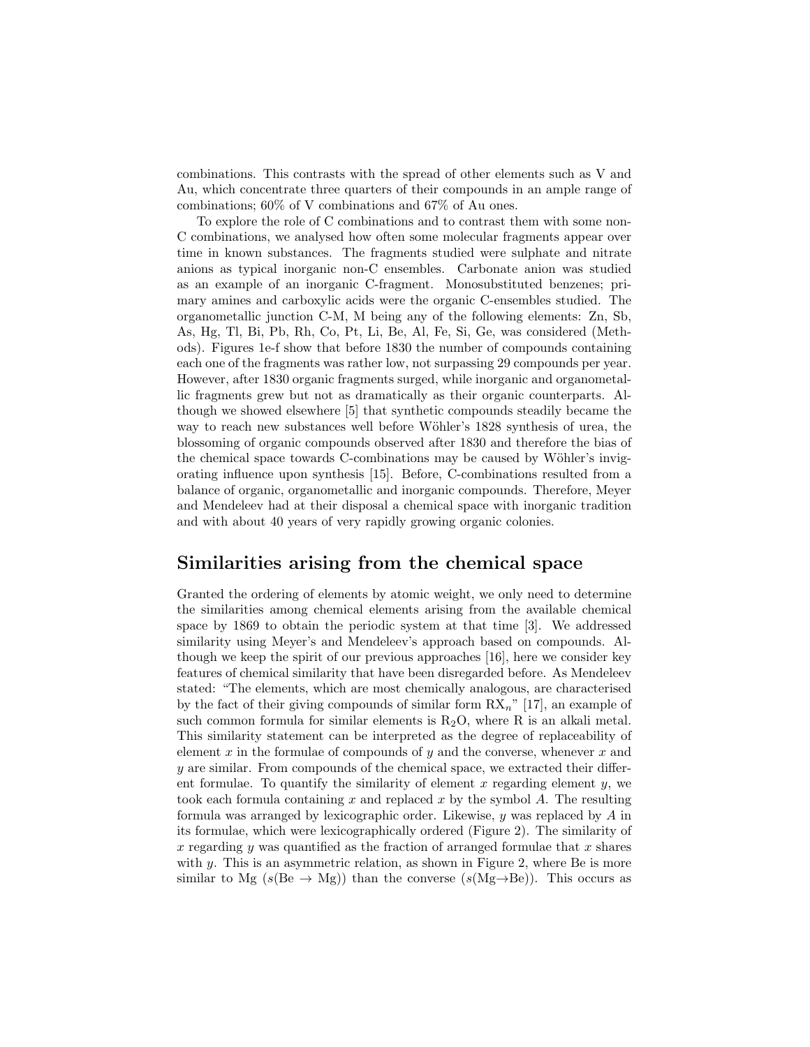combinations. This contrasts with the spread of other elements such as V and Au, which concentrate three quarters of their compounds in an ample range of combinations; 60% of V combinations and 67% of Au ones.

To explore the role of C combinations and to contrast them with some non-C combinations, we analysed how often some molecular fragments appear over time in known substances. The fragments studied were sulphate and nitrate anions as typical inorganic non-C ensembles. Carbonate anion was studied as an example of an inorganic C-fragment. Monosubstituted benzenes; primary amines and carboxylic acids were the organic C-ensembles studied. The organometallic junction C-M, M being any of the following elements: Zn, Sb, As, Hg, Tl, Bi, Pb, Rh, Co, Pt, Li, Be, Al, Fe, Si, Ge, was considered (Methods). Figures 1e-f show that before 1830 the number of compounds containing each one of the fragments was rather low, not surpassing 29 compounds per year. However, after 1830 organic fragments surged, while inorganic and organometallic fragments grew but not as dramatically as their organic counterparts. Although we showed elsewhere [5] that synthetic compounds steadily became the way to reach new substances well before Wöhler's 1828 synthesis of urea, the blossoming of organic compounds observed after 1830 and therefore the bias of the chemical space towards C-combinations may be caused by Wöhler's invigorating influence upon synthesis [15]. Before, C-combinations resulted from a balance of organic, organometallic and inorganic compounds. Therefore, Meyer and Mendeleev had at their disposal a chemical space with inorganic tradition and with about 40 years of very rapidly growing organic colonies.

## Similarities arising from the chemical space

Granted the ordering of elements by atomic weight, we only need to determine the similarities among chemical elements arising from the available chemical space by 1869 to obtain the periodic system at that time [3]. We addressed similarity using Meyer's and Mendeleev's approach based on compounds. Although we keep the spirit of our previous approaches [16], here we consider key features of chemical similarity that have been disregarded before. As Mendeleev stated: "The elements, which are most chemically analogous, are characterised by the fact of their giving compounds of similar form $RX_n$" [17], an example of such common formula for similar elements is $R_2O$, where R is an alkali metal. This similarity statement can be interpreted as the degree of replaceability of element $x$ in the formulae of compounds of $y$ and the converse, whenever $x$ and $y$ are similar. From compounds of the chemical space, we extracted their different formulae. To quantify the similarity of element $x$ regarding element $y$, we took each formula containing $x$ and replaced $x$ by the symbol $A$. The resulting formula was arranged by lexicographic order. Likewise, $y$ was replaced by $A$ in its formulae, which were lexicographically ordered (Figure 2). The similarity of $x$ regarding $y$ was quantified as the fraction of arranged formulae that $x$ shares with $y$. This is an asymmetric relation, as shown in Figure 2, where Be is more similar to Mg ($s(\mathrm{Be} \rightarrow \mathrm{Mg})$) than the converse ($s(\mathrm{Mg} \rightarrow \mathrm{Be})$). This occurs as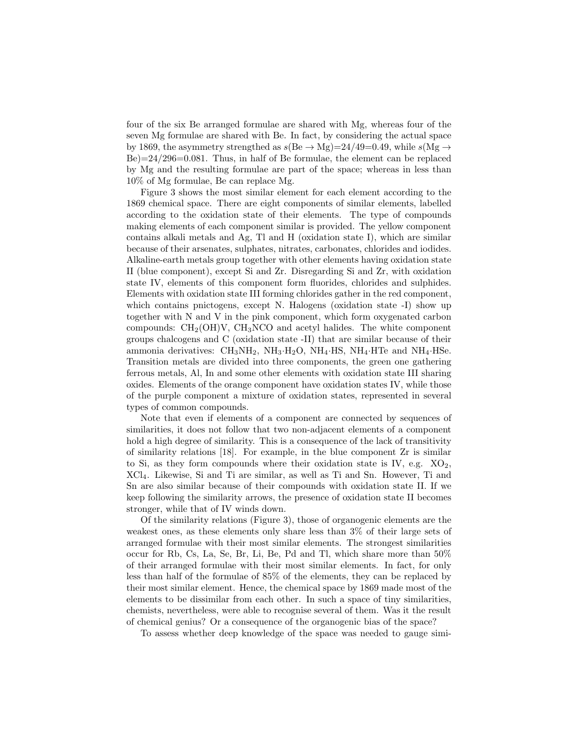four of the six Be arranged formulae are shared with Mg, whereas four of the seven Mg formulae are shared with Be. In fact, by considering the actual space by 1869, the asymmetry strengthed as $s(\text{Be} \rightarrow \text{Mg})=24/49=0.49$, while $s(\text{Mg} \rightarrow \text{Be})=24/296=0.081$. Thus, in half of Be formulae, the element can be replaced by Mg and the resulting formulae are part of the space; whereas in less than 10% of Mg formulae, Be can replace Mg.

Figure 3 shows the most similar element for each element according to the 1869 chemical space. There are eight components of similar elements, labelled according to the oxidation state of their elements. The type of compounds making elements of each component similar is provided. The yellow component contains alkali metals and Ag, Tl and H (oxidation state I), which are similar because of their arsenates, sulphates, nitrates, carbonates, chlorides and iodides. Alkaline-earth metals group together with other elements having oxidation state II (blue component), except Si and Zr. Disregarding Si and Zr, with oxidation state IV, elements of this component form fluorides, chlorides and sulphides. Elements with oxidation state III forming chlorides gather in the red component, which contains pnictogens, except N. Halogens (oxidation state -I) show up together with N and V in the pink component, which form oxygenated carbon compounds: $CH_2(OH)V$, $CH_3NCO$ and acetyl halides. The white component groups chalcogens and C (oxidation state -II) that are similar because of their ammonia derivatives: $CH_3NH_2$, $NH_3{\cdot}H_2O$, $NH_4{\cdot}HS$, $NH_4{\cdot}HTe$ and $NH_4{\cdot}HSe$. Transition metals are divided into three components, the green one gathering ferrous metals, Al, In and some other elements with oxidation state III sharing oxides. Elements of the orange component have oxidation states IV, while those of the purple component a mixture of oxidation states, represented in several types of common compounds.

Note that even if elements of a component are connected by sequences of similarities, it does not follow that two non-adjacent elements of a component hold a high degree of similarity. This is a consequence of the lack of transitivity of similarity relations [18]. For example, in the blue component Zr is similar to Si, as they form compounds where their oxidation state is IV, e.g. $XO_2$, $XCl_4$. Likewise, Si and Ti are similar, as well as Ti and Sn. However, Ti and Sn are also similar because of their compounds with oxidation state II. If we keep following the similarity arrows, the presence of oxidation state II becomes stronger, while that of IV winds down.

Of the similarity relations (Figure 3), those of organogenic elements are the weakest ones, as these elements only share less than 3% of their large sets of arranged formulae with their most similar elements. The strongest similarities occur for Rb, Cs, La, Se, Br, Li, Be, Pd and Tl, which share more than 50% of their arranged formulae with their most similar elements. In fact, for only less than half of the formulae of 85% of the elements, they can be replaced by their most similar element. Hence, the chemical space by 1869 made most of the elements to be dissimilar from each other. In such a space of tiny similarities, chemists, nevertheless, were able to recognise several of them. Was it the result of chemical genius? Or a consequence of the organogenic bias of the space?

To assess whether deep knowledge of the space was needed to gauge simi-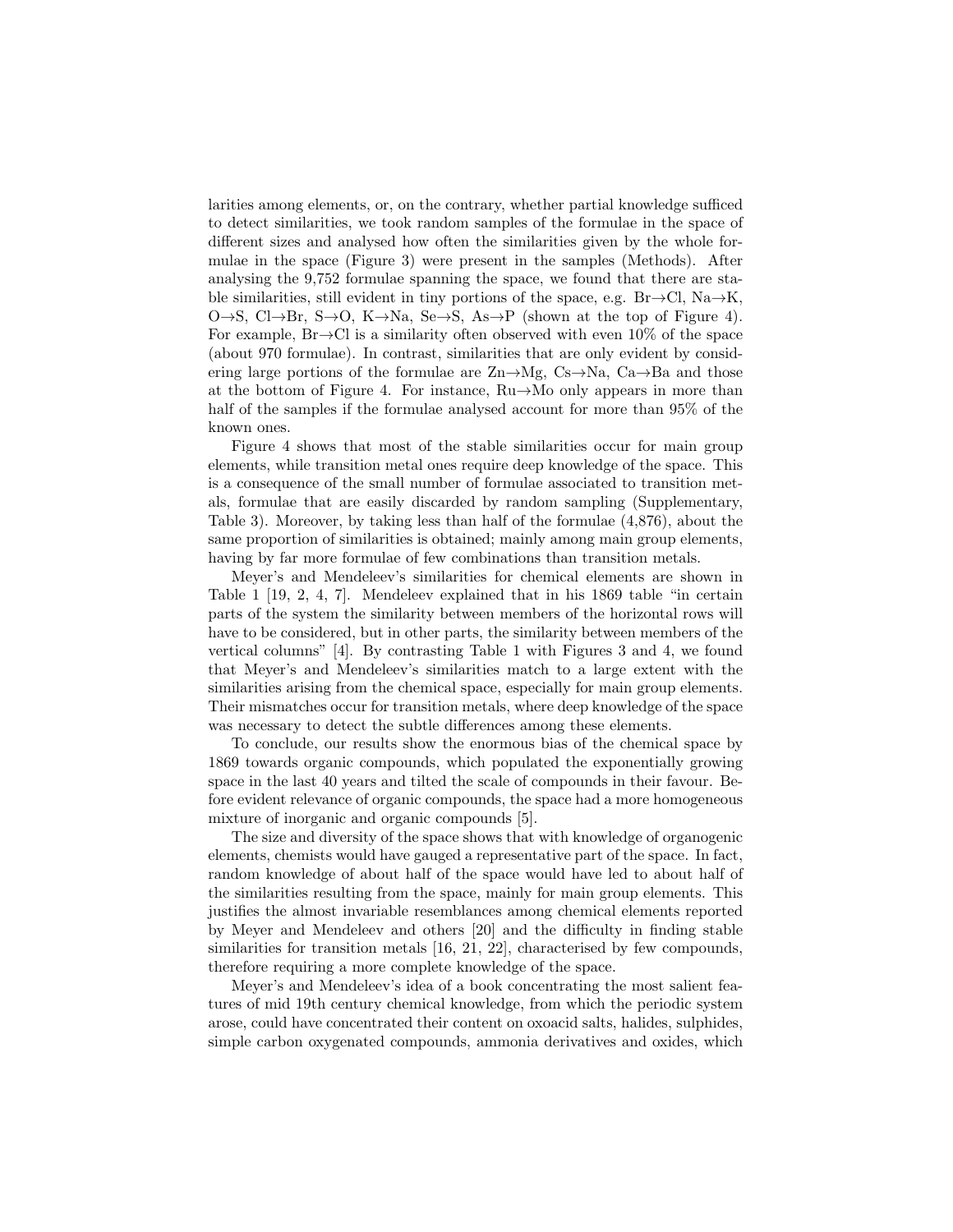larities among elements, or, on the contrary, whether partial knowledge sufficed to detect similarities, we took random samples of the formulae in the space of different sizes and analysed how often the similarities given by the whole formulae in the space (Figure 3) were present in the samples (Methods). After analysing the 9,752 formulae spanning the space, we found that there are stable similarities, still evident in tiny portions of the space, e.g. Br→Cl, Na→K, O→S, Cl→Br, S→O, K→Na, Se→S, As→P (shown at the top of Figure 4). For example, Br→Cl is a similarity often observed with even 10% of the space (about 970 formulae). In contrast, similarities that are only evident by considering large portions of the formulae are Zn→Mg, Cs→Na, Ca→Ba and those at the bottom of Figure 4. For instance, Ru→Mo only appears in more than half of the samples if the formulae analysed account for more than 95% of the known ones.

Figure 4 shows that most of the stable similarities occur for main group elements, while transition metal ones require deep knowledge of the space. This is a consequence of the small number of formulae associated to transition metals, formulae that are easily discarded by random sampling (Supplementary, Table 3). Moreover, by taking less than half of the formulae (4,876), about the same proportion of similarities is obtained; mainly among main group elements, having by far more formulae of few combinations than transition metals.

Meyer's and Mendeleev's similarities for chemical elements are shown in Table 1 [19, 2, 4, 7]. Mendeleev explained that in his 1869 table "in certain parts of the system the similarity between members of the horizontal rows will have to be considered, but in other parts, the similarity between members of the vertical columns" [4]. By contrasting Table 1 with Figures 3 and 4, we found that Meyer's and Mendeleev's similarities match to a large extent with the similarities arising from the chemical space, especially for main group elements. Their mismatches occur for transition metals, where deep knowledge of the space was necessary to detect the subtle differences among these elements.

To conclude, our results show the enormous bias of the chemical space by 1869 towards organic compounds, which populated the exponentially growing space in the last 40 years and tilted the scale of compounds in their favour. Before evident relevance of organic compounds, the space had a more homogeneous mixture of inorganic and organic compounds [5].

The size and diversity of the space shows that with knowledge of organogenic elements, chemists would have gauged a representative part of the space. In fact, random knowledge of about half of the space would have led to about half of the similarities resulting from the space, mainly for main group elements. This justifies the almost invariable resemblances among chemical elements reported by Meyer and Mendeleev and others [20] and the difficulty in finding stable similarities for transition metals [16, 21, 22], characterised by few compounds, therefore requiring a more complete knowledge of the space.

Meyer's and Mendeleev's idea of a book concentrating the most salient features of mid 19th century chemical knowledge, from which the periodic system arose, could have concentrated their content on oxoacid salts, halides, sulphides, simple carbon oxygenated compounds, ammonia derivatives and oxides, which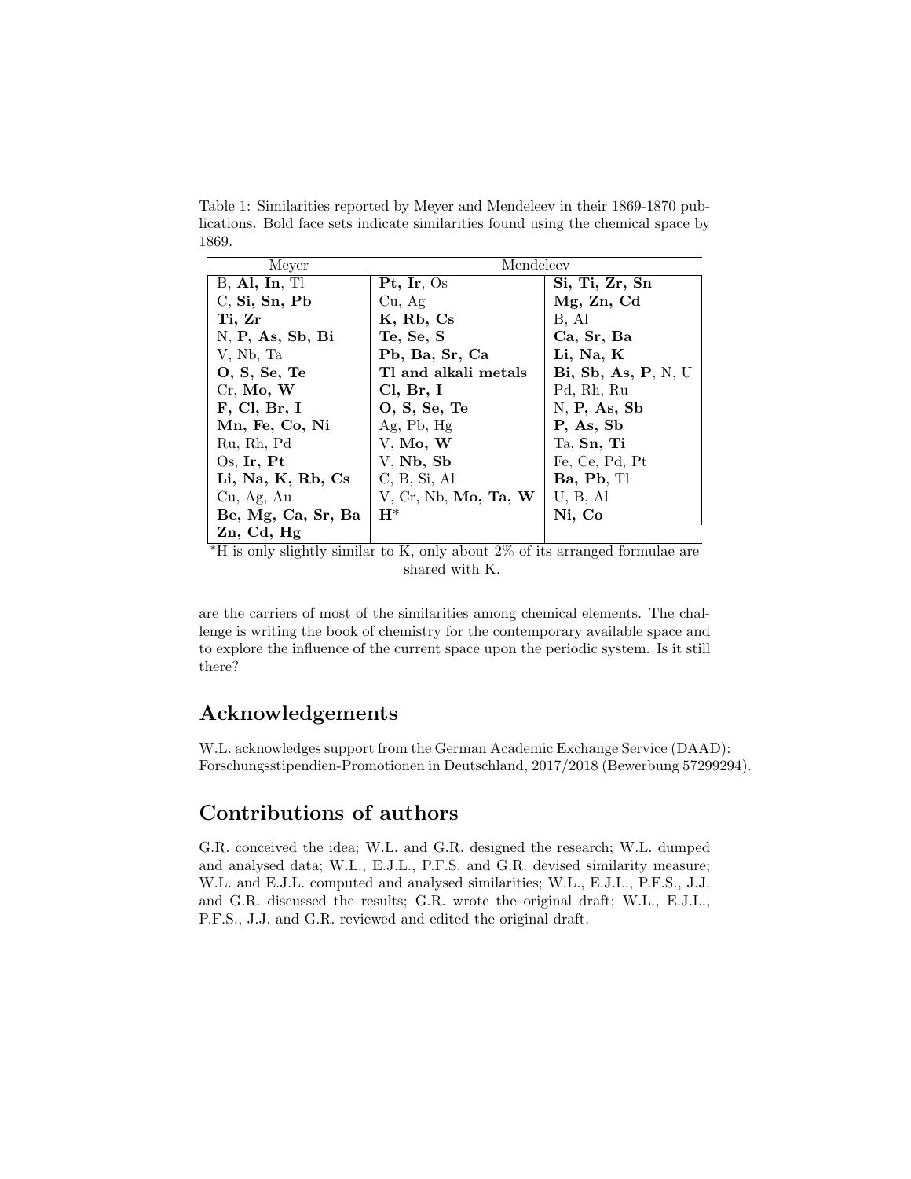Table 1: Similarities reported by Meyer and Mendeleev in their 1869-1870 publications. Bold face sets indicate similarities found using the chemical space by 1869.

| Meyer | Mendeleev | |
|---|---|---|
| B, **Al, In**, Tl | **Pt, Ir**, Os | **Si, Ti, Zr, Sn** |
| C, **Si, Sn, Pb** | Cu, Ag | **Mg, Zn, Cd** |
| **Ti, Zr** | **K, Rb, Cs** | B, Al |
| N, **P, As, Sb, Bi** | **Te, Se, S** | **Ca, Sr, Ba** |
| V, Nb, Ta | **Pb, Ba, Sr, Ca** | **Li, Na, K** |
| **O, S, Se, Te** | **Tl and alkali metals** | **Bi, Sb, As, P**, N, U |
| Cr, **Mo, W** | **Cl, Br, I** | Pd, Rh, Ru |
| **F, Cl, Br, I** | **O, S, Se, Te** | N, **P, As, Sb** |
| **Mn, Fe, Co, Ni** | Ag, Pb, Hg | **P, As, Sb** |
| Ru, Rh, Pd | V, **Mo, W** | Ta, **Sn, Ti** |
| Os, **Ir, Pt** | V, **Nb, Sb** | Fe, Ce, Pd, Pt |
| **Li, Na, K, Rb, Cs** | C, B, Si, Al | **Ba, Pb**, Tl |
| Cu, Ag, Au | V, Cr, Nb, **Mo, Ta, W** | U, B, Al |
| **Be, Mg, Ca, Sr, Ba** | **H***  | **Ni, Co** |
| **Zn, Cd, Hg** | | |

*H is only slightly similar to K, only about 2% of its arranged formulae are shared with K.

are the carriers of most of the similarities among chemical elements. The challenge is writing the book of chemistry for the contemporary available space and to explore the influence of the current space upon the periodic system. Is it still there?

## Acknowledgements

W.L. acknowledges support from the German Academic Exchange Service (DAAD): Forschungsstipendien-Promotionen in Deutschland, 2017/2018 (Bewerbung 57299294).

## Contributions of authors

G.R. conceived the idea; W.L. and G.R. designed the research; W.L. dumped and analysed data; W.L., E.J.L., P.F.S. and G.R. devised similarity measure; W.L. and E.J.L. computed and analysed similarities; W.L., E.J.L., P.F.S., J.J. and G.R. discussed the results; G.R. wrote the original draft; W.L., E.J.L., P.F.S., J.J. and G.R. reviewed and edited the original draft.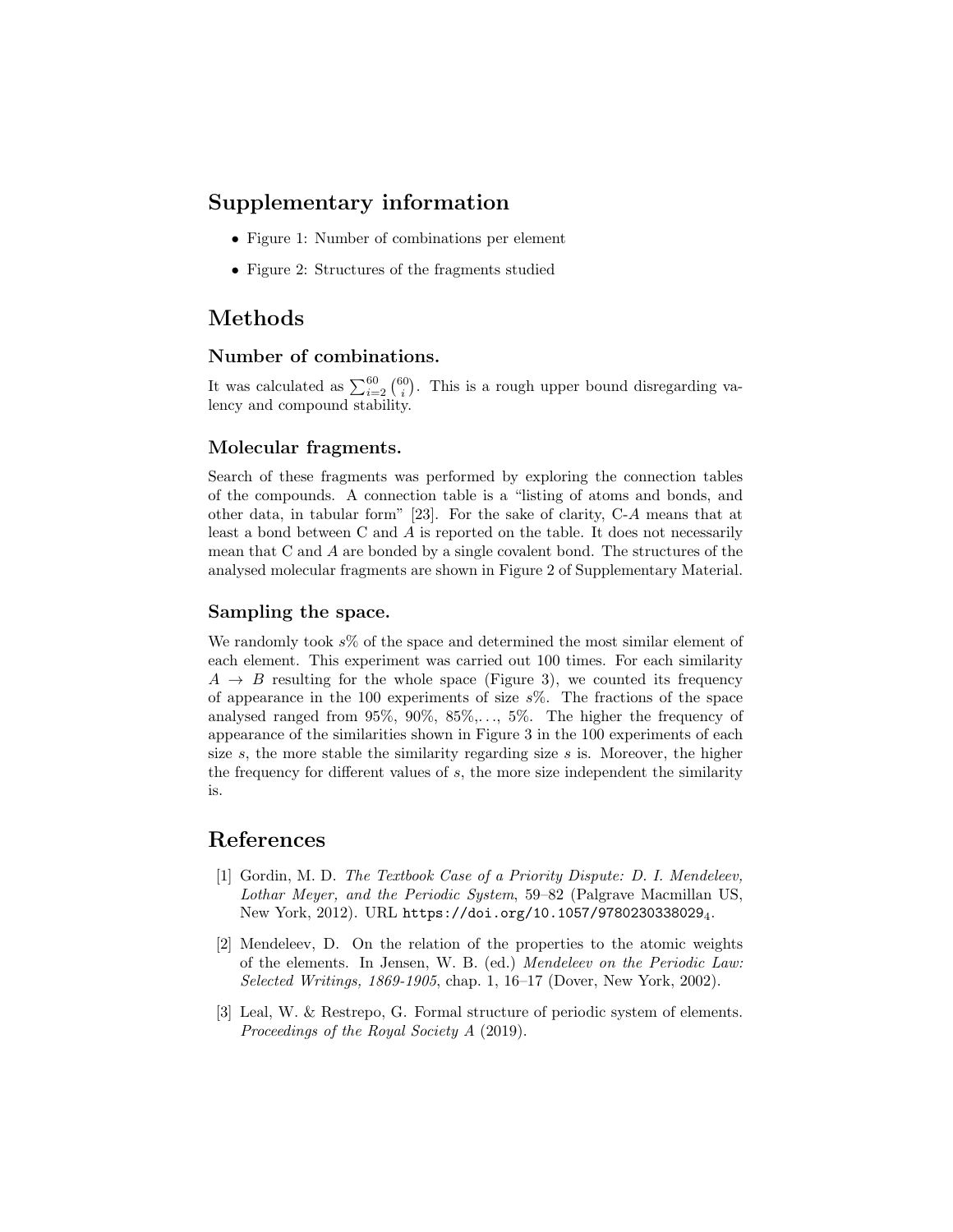## Supplementary information

- Figure 1: Number of combinations per element
- Figure 2: Structures of the fragments studied

## Methods

### Number of combinations.

It was calculated as $\sum_{i=2}^{60} \binom{60}{i}$. This is a rough upper bound disregarding valency and compound stability.

### Molecular fragments.

Search of these fragments was performed by exploring the connection tables of the compounds. A connection table is a "listing of atoms and bonds, and other data, in tabular form" [23]. For the sake of clarity, C-$A$ means that at least a bond between C and $A$ is reported on the table. It does not necessarily mean that C and $A$ are bonded by a single covalent bond. The structures of the analysed molecular fragments are shown in Figure 2 of Supplementary Material.

### Sampling the space.

We randomly took $s$% of the space and determined the most similar element of each element. This experiment was carried out 100 times. For each similarity $A \rightarrow B$ resulting for the whole space (Figure 3), we counted its frequency of appearance in the 100 experiments of size $s$%. The fractions of the space analysed ranged from 95%, 90%, 85%,..., 5%. The higher the frequency of appearance of the similarities shown in Figure 3 in the 100 experiments of each size $s$, the more stable the similarity regarding size $s$ is. Moreover, the higher the frequency for different values of $s$, the more size independent the similarity is.

## References

[1] Gordin, M. D. *The Textbook Case of a Priority Dispute: D. I. Mendeleev, Lothar Meyer, and the Periodic System*, 59–82 (Palgrave Macmillan US, New York, 2012). URL `https://doi.org/10.1057/9780230338029_4`.

[2] Mendeleev, D. On the relation of the properties to the atomic weights of the elements. In Jensen, W. B. (ed.) *Mendeleev on the Periodic Law: Selected Writings, 1869-1905*, chap. 1, 16–17 (Dover, New York, 2002).

[3] Leal, W. & Restrepo, G. Formal structure of periodic system of elements. *Proceedings of the Royal Society A* (2019).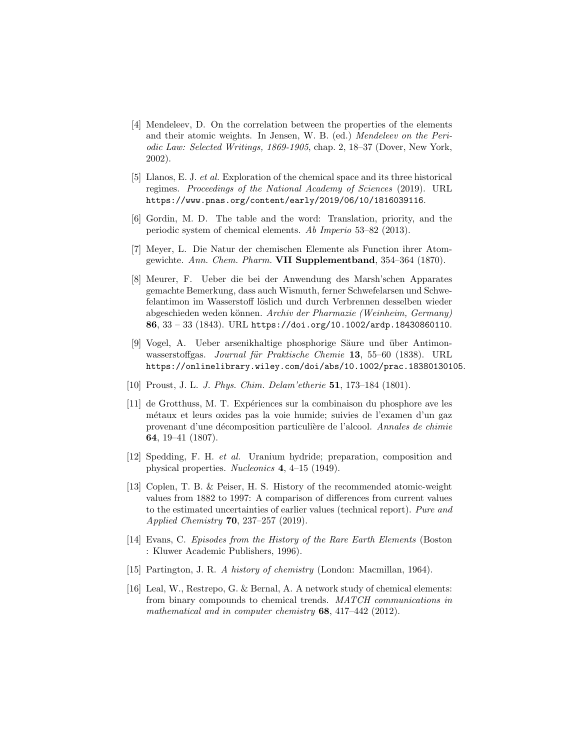[4] Mendeleev, D. On the correlation between the properties of the elements and their atomic weights. In Jensen, W. B. (ed.) *Mendeleev on the Periodic Law: Selected Writings, 1869-1905*, chap. 2, 18–37 (Dover, New York, 2002).

[5] Llanos, E. J. *et al.* Exploration of the chemical space and its three historical regimes. *Proceedings of the National Academy of Sciences* (2019). URL `https://www.pnas.org/content/early/2019/06/10/1816039116`.

[6] Gordin, M. D. The table and the word: Translation, priority, and the periodic system of chemical elements. *Ab Imperio* 53–82 (2013).

[7] Meyer, L. Die Natur der chemischen Elemente als Function ihrer Atomgewichte. *Ann. Chem. Pharm.* **VII Supplementband**, 354–364 (1870).

[8] Meurer, F. Ueber die bei der Anwendung des Marsh'schen Apparates gemachte Bemerkung, dass auch Wismuth, ferner Schwefelarsen und Schwefelantimon im Wasserstoff löslich und durch Verbrennen desselben wieder abgeschieden weden können. *Archiv der Pharmazie (Weinheim, Germany)* **86**, 33 – 33 (1843). URL `https://doi.org/10.1002/ardp.18430860110`.

[9] Vogel, A. Ueber arsenikhaltige phosphorige Säure und über Antimonwasserstoffgas. *Journal für Praktische Chemie* **13**, 55–60 (1838). URL `https://onlinelibrary.wiley.com/doi/abs/10.1002/prac.18380130105`.

[10] Proust, J. L. *J. Phys. Chim. Delam'etherie* **51**, 173–184 (1801).

[11] de Grotthuss, M. T. Expériences sur la combinaison du phosphore ave les métaux et leurs oxides pas la voie humide; suivies de l'examen d'un gaz provenant d'une décomposition particulière de l'alcool. *Annales de chimie* **64**, 19–41 (1807).

[12] Spedding, F. H. *et al.* Uranium hydride; preparation, composition and physical properties. *Nucleonics* **4**, 4–15 (1949).

[13] Coplen, T. B. & Peiser, H. S. History of the recommended atomic-weight values from 1882 to 1997: A comparison of differences from current values to the estimated uncertainties of earlier values (technical report). *Pure and Applied Chemistry* **70**, 237–257 (2019).

[14] Evans, C. *Episodes from the History of the Rare Earth Elements* (Boston : Kluwer Academic Publishers, 1996).

[15] Partington, J. R. *A history of chemistry* (London: Macmillan, 1964).

[16] Leal, W., Restrepo, G. & Bernal, A. A network study of chemical elements: from binary compounds to chemical trends. *MATCH communications in mathematical and in computer chemistry* **68**, 417–442 (2012).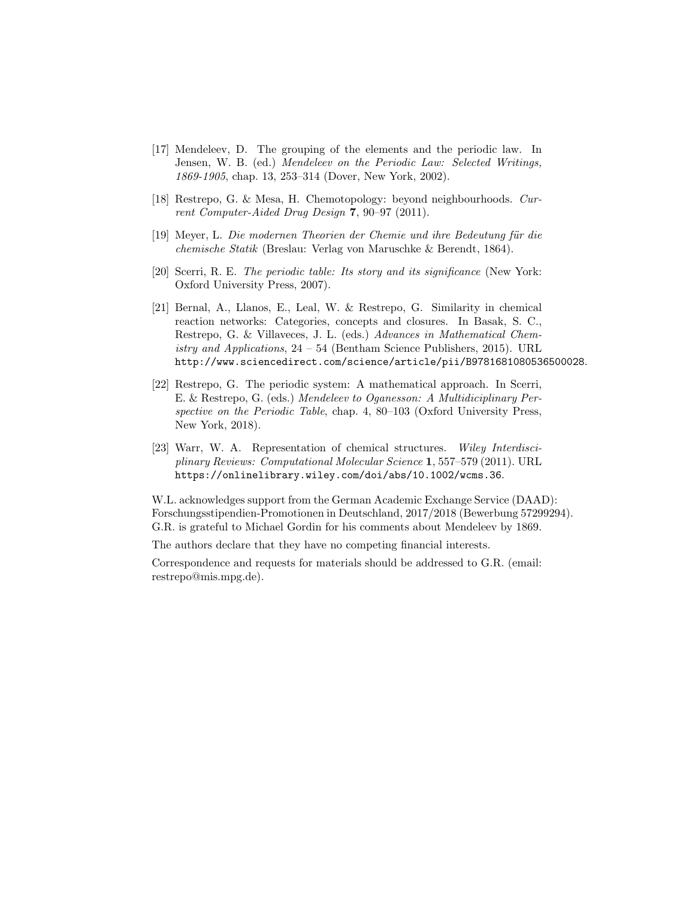[17] Mendeleev, D. The grouping of the elements and the periodic law. In Jensen, W. B. (ed.) *Mendeleev on the Periodic Law: Selected Writings, 1869-1905*, chap. 13, 253–314 (Dover, New York, 2002).

[18] Restrepo, G. & Mesa, H. Chemotopology: beyond neighbourhoods. *Current Computer-Aided Drug Design* **7**, 90–97 (2011).

[19] Meyer, L. *Die modernen Theorien der Chemie und ihre Bedeutung für die chemische Statik* (Breslau: Verlag von Maruschke & Berendt, 1864).

[20] Scerri, R. E. *The periodic table: Its story and its significance* (New York: Oxford University Press, 2007).

[21] Bernal, A., Llanos, E., Leal, W. & Restrepo, G. Similarity in chemical reaction networks: Categories, concepts and closures. In Basak, S. C., Restrepo, G. & Villaveces, J. L. (eds.) *Advances in Mathematical Chemistry and Applications*, 24 – 54 (Bentham Science Publishers, 2015). URL `http://www.sciencedirect.com/science/article/pii/B9781681080536500028`.

[22] Restrepo, G. The periodic system: A mathematical approach. In Scerri, E. & Restrepo, G. (eds.) *Mendeleev to Oganesson: A Multidiciplinary Perspective on the Periodic Table*, chap. 4, 80–103 (Oxford University Press, New York, 2018).

[23] Warr, W. A. Representation of chemical structures. *Wiley Interdisciplinary Reviews: Computational Molecular Science* **1**, 557–579 (2011). URL `https://onlinelibrary.wiley.com/doi/abs/10.1002/wcms.36`.

W.L. acknowledges support from the German Academic Exchange Service (DAAD): Forschungsstipendien-Promotionen in Deutschland, 2017/2018 (Bewerbung 57299294). G.R. is grateful to Michael Gordin for his comments about Mendeleev by 1869.

The authors declare that they have no competing financial interests.

Correspondence and requests for materials should be addressed to G.R. (email: restrepo@mis.mpg.de).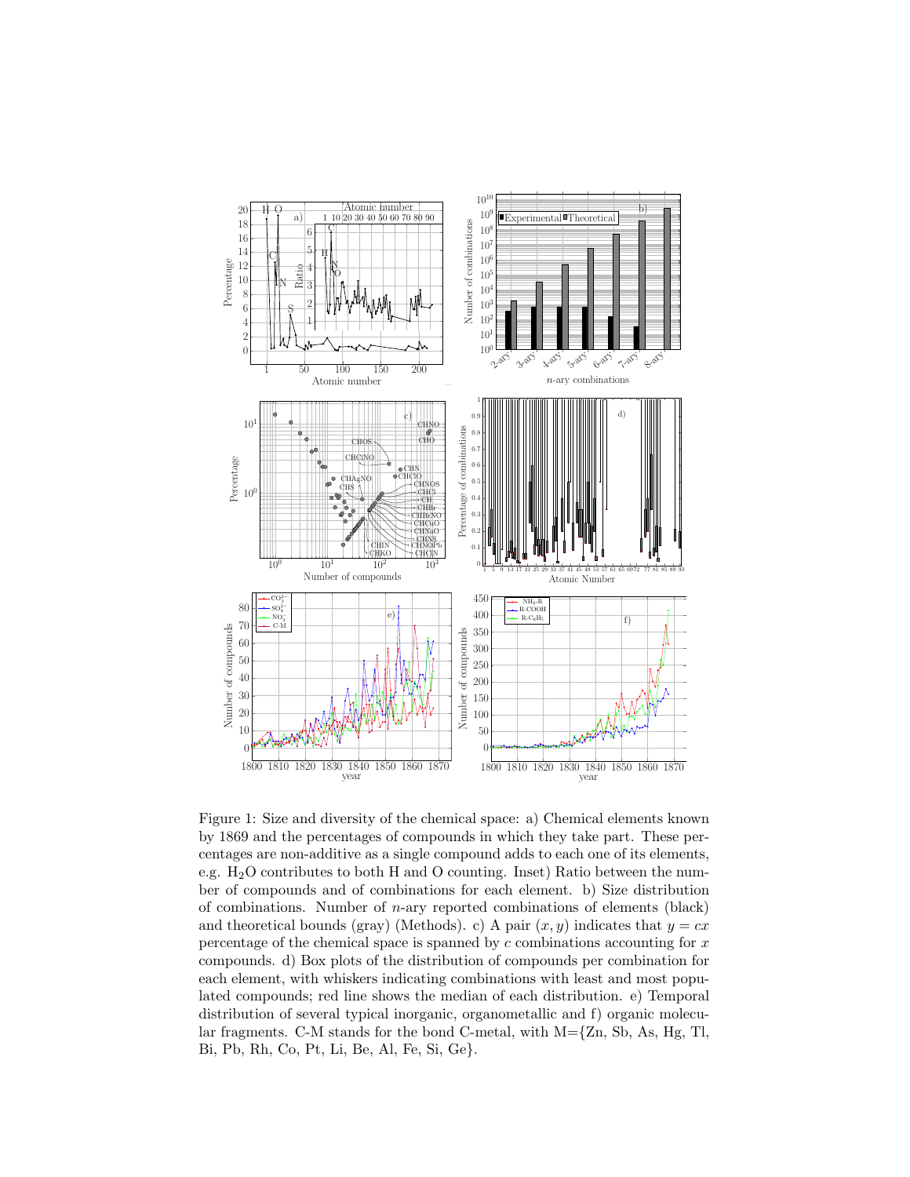Figure 1: Size and diversity of the chemical space: a) Chemical elements known by 1869 and the percentages of compounds in which they take part. These percentages are non-additive as a single compound adds to each one of its elements, e.g. $H_2O$ contributes to both H and O counting. Inset) Ratio between the number of compounds and of combinations for each element. b) Size distribution of combinations. Number of $n$-ary reported combinations of elements (black) and theoretical bounds (gray) (Methods). c) A pair $(x, y)$ indicates that $y = cx$ percentage of the chemical space is spanned by $c$ combinations accounting for $x$ compounds. d) Box plots of the distribution of compounds per combination for each element, with whiskers indicating combinations with least and most populated compounds; red line shows the median of each distribution. e) Temporal distribution of several typical inorganic, organometallic and f) organic molecular fragments. C-M stands for the bond C-metal, with M={Zn, Sb, As, Hg, Tl, Bi, Pb, Rh, Co, Pt, Li, Be, Al, Fe, Si, Ge}.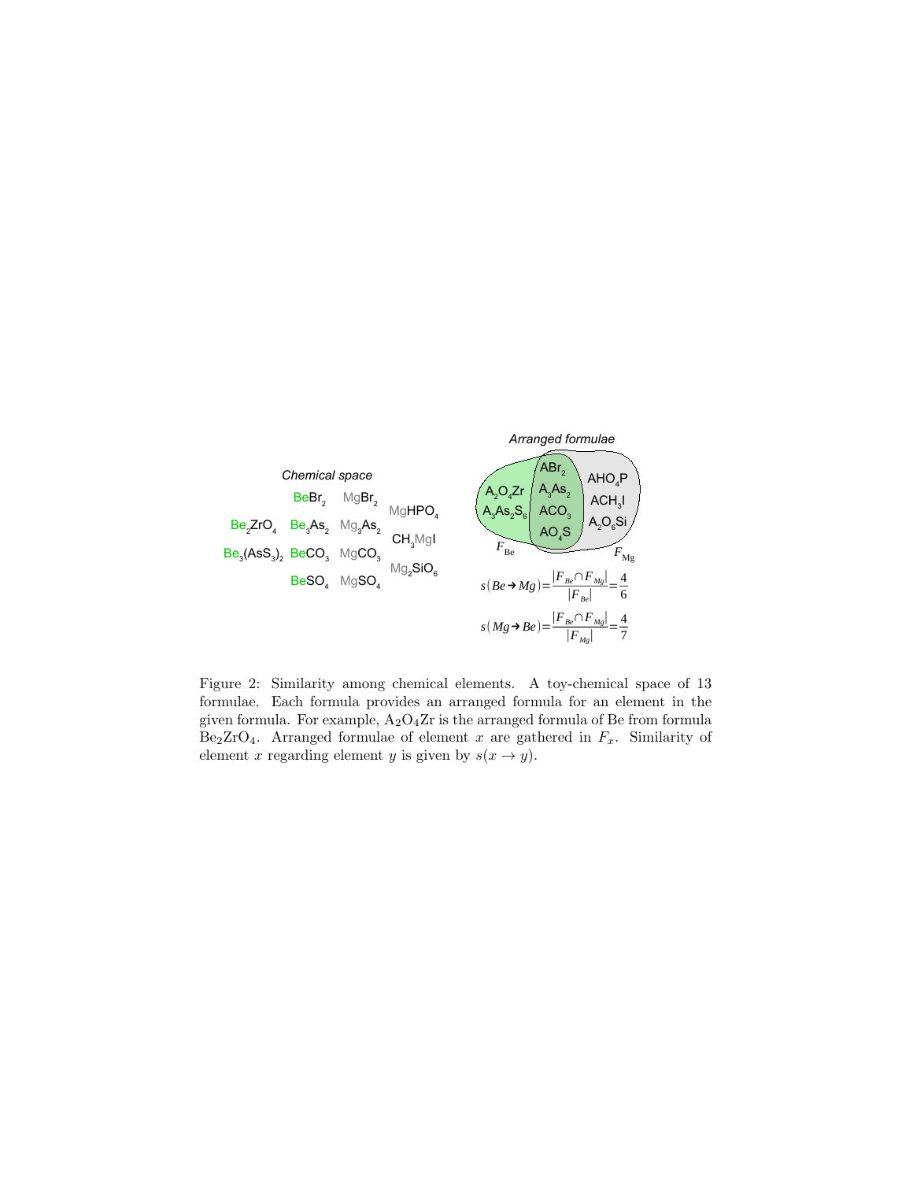*Chemical space*

$BeBr_2$ $MgBr_2$ $MgHPO_4$

$Be_2ZrO_4$ $Be_3As_2$ $Mg_3As_2$ $CH_3MgI$

$Be_3(AsS_3)_2$ $BeCO_3$ $MgCO_3$ $Mg_2SiO_6$

$BeSO_4$ $MgSO_4$

*Arranged formulae*

$F_{Be}$: $A_2O_4Zr$, $A_3As_2S_6$, $ABr_2$, $A_3As_2$, $ACO_3$, $AO_4S$

$F_{Mg}$: $ABr_2$, $A_3As_2$, $ACO_3$, $AO_4S$, $AHO_4P$, $ACH_3I$, $A_2O_6Si$

$$s(Be \rightarrow Mg) = \frac{|F_{Be} \cap F_{Mg}|}{|F_{Be}|} = \frac{4}{6}$$

$$s(Mg \rightarrow Be) = \frac{|F_{Be} \cap F_{Mg}|}{|F_{Mg}|} = \frac{4}{7}$$

Figure 2: Similarity among chemical elements. A toy-chemical space of 13 formulae. Each formula provides an arranged formula for an element in the given formula. For example, $A_2O_4Zr$ is the arranged formula of Be from formula $Be_2ZrO_4$. Arranged formulae of element $x$ are gathered in $F_x$. Similarity of element $x$ regarding element $y$ is given by $s(x \rightarrow y)$.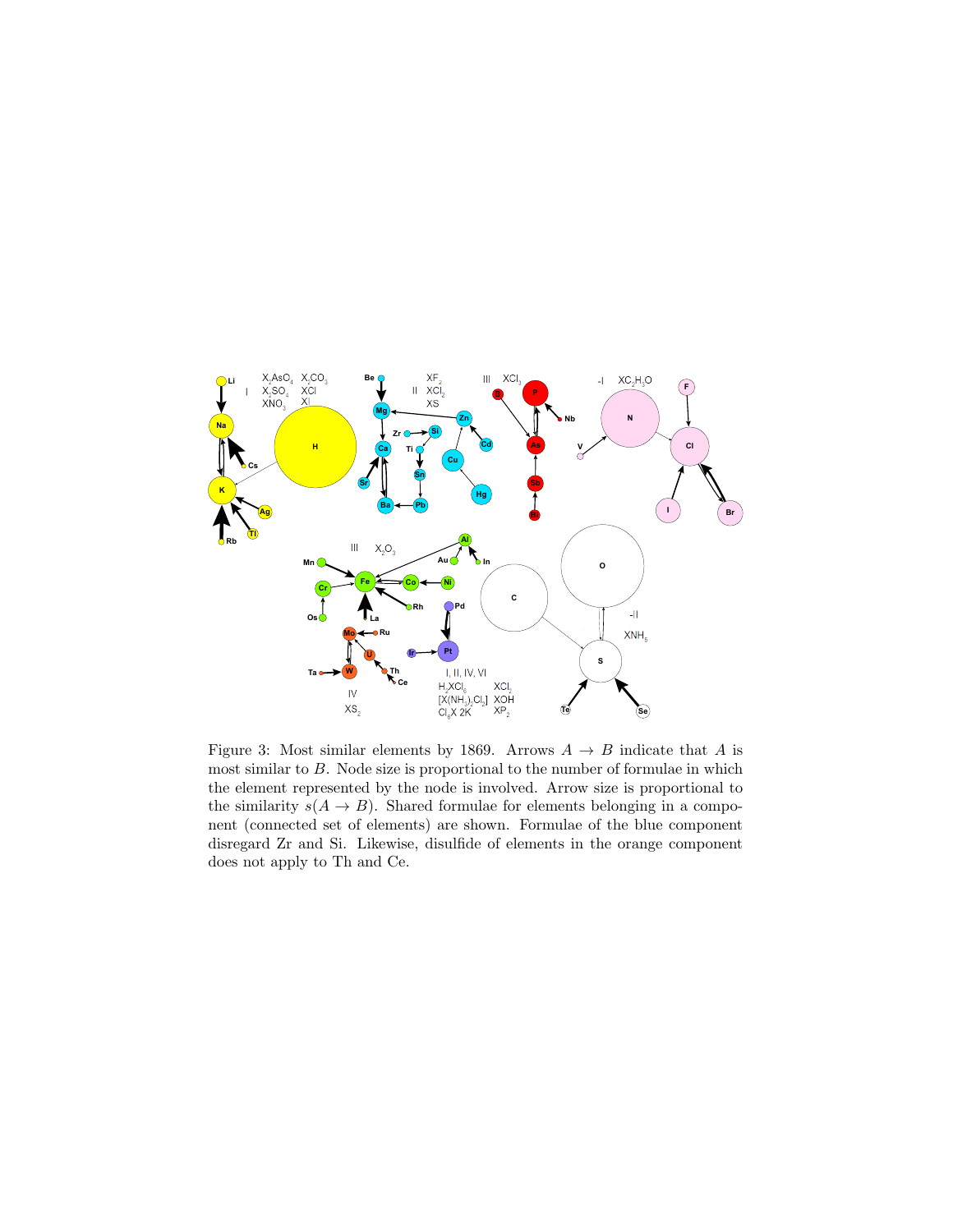Figure 3: Most similar elements by 1869. Arrows $A \to B$ indicate that $A$ is most similar to $B$. Node size is proportional to the number of formulae in which the element represented by the node is involved. Arrow size is proportional to the similarity $s(A \to B)$. Shared formulae for elements belonging in a component (connected set of elements) are shown. Formulae of the blue component disregard Zr and Si. Likewise, disulfide of elements in the orange component does not apply to Th and Ce.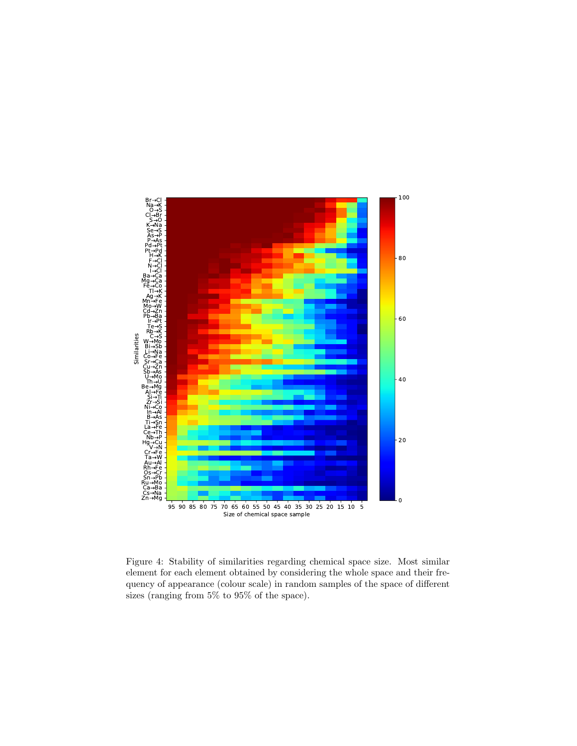Br→Cl
Na→K
O→S
Cl→Br
S→O
K→Na
Se→S
As→P
P→As
Pd→Pt
Pt→Pd
H→K
F→Cl
N→Cl
I→Cl
Ba→Ca
Mg→Ca
Fe→Co
Tl→K
Ag→K
Mn→Fe
Mo→W
Cd→Zn
Pb→Ba
Ir→Pt
Te→S
Rb→K
C→S
W→Mo
Bi→Sb
Li→Na
Co→Fe
Sr→Ca
Cu→Zn
Sb→As
U→Mo
Th→U
Be→Mg
Al→Fe
Si→Ti
Zr→Si
Ni→Co
In→Al
B→As
Ti→Sn
La→Fe
Ce→Th
Nb→P
Hg→Cu
V→N
Cr→Fe
Ta→W
Au→Al
Rh→Fe
Os→Cr
Sn→Pb
Ru→Mo
Ca→Ba
Cs→Na
Zn→Mg

Similarities

95 90 85 80 75 70 65 60 55 50 45 40 35 30 25 20 15 10 5

Size of chemical space sample

100
80
60
40
20
0

Figure 4: Stability of similarities regarding chemical space size. Most similar element for each element obtained by considering the whole space and their frequency of appearance (colour scale) in random samples of the space of different sizes (ranging from 5% to 95% of the space).